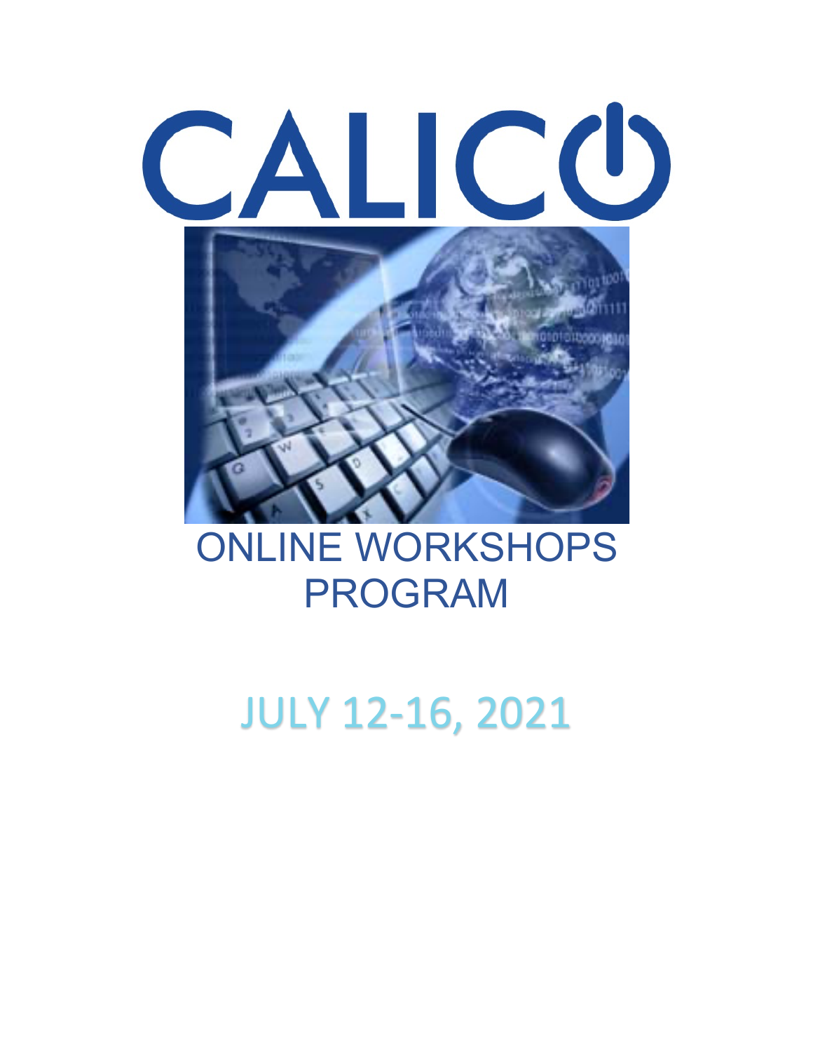# CALICO

## ONLINE WORKSHOPS PROGRAM

## JULY 12-16, 2021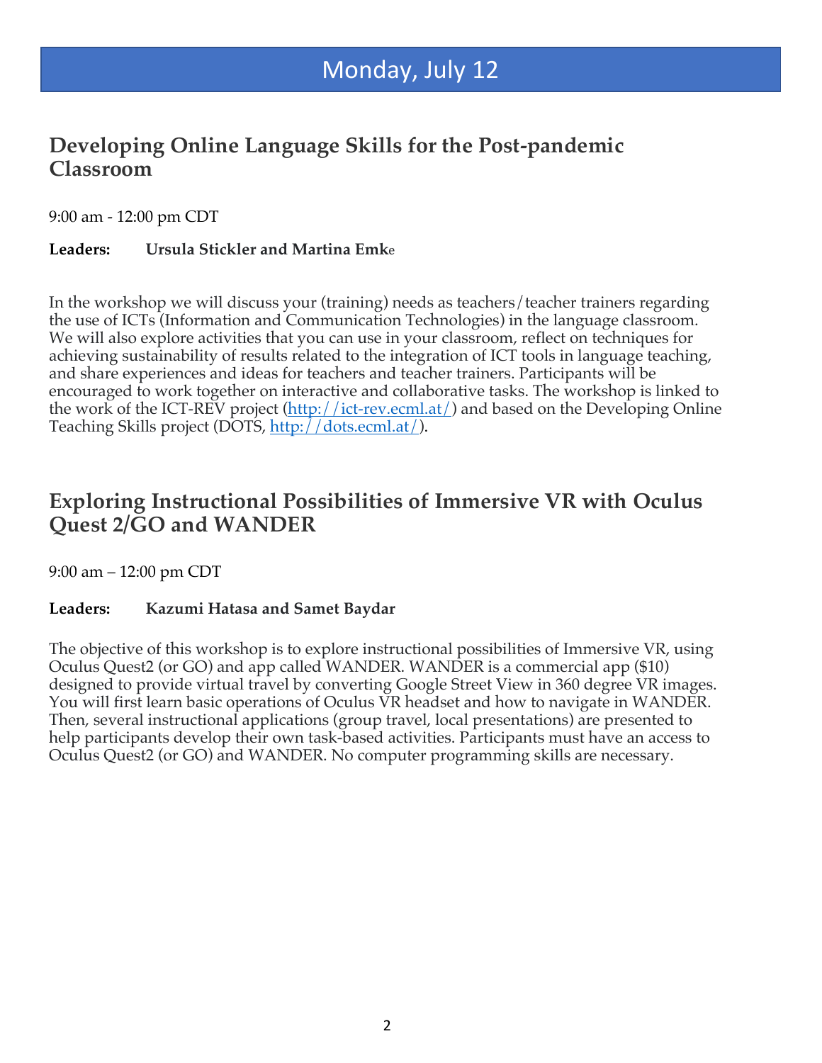# Monday, July 12

## Developing Online Language Skills for the Post-pandemic Classroom

9:00 am - 12:00 pm CDT

**Leaders: Ursula Stickler and Martina Emke**

In the workshop we will discuss your (training) needs as teachers/teacher trainers regarding the use of ICTs (Information and Communication Technologies) in the language classroom. We will also explore activities that you can use in your classroom, reflect on techniques for achieving sustainability of results related to the integration of ICT tools in language teaching, and share experiences and ideas for teachers and teacher trainers. Participants will be encouraged to work together on interactive and collaborative tasks. The workshop is linked to the work of the ICT-REV project (http://ict-rev.ecml.at/) and based on the Developing Online Teaching Skills project (DOTS, http://dots.ecml.at/).

## Exploring Instructional Possibilities of Immersive VR with Oculus Quest 2/GO and WANDER

9:00 am – 12:00 pm CDT

**Leaders: Kazumi Hatasa and Samet Baydar**

The objective of this workshop is to explore instructional possibilities of Immersive VR, using Oculus Quest2 (or GO) and app called WANDER. WANDER is a commercial app ($10) designed to provide virtual travel by converting Google Street View in 360 degree VR images. You will first learn basic operations of Oculus VR headset and how to navigate in WANDER. Then, several instructional applications (group travel, local presentations) are presented to help participants develop their own task-based activities. Participants must have an access to Oculus Quest2 (or GO) and WANDER. No computer programming skills are necessary.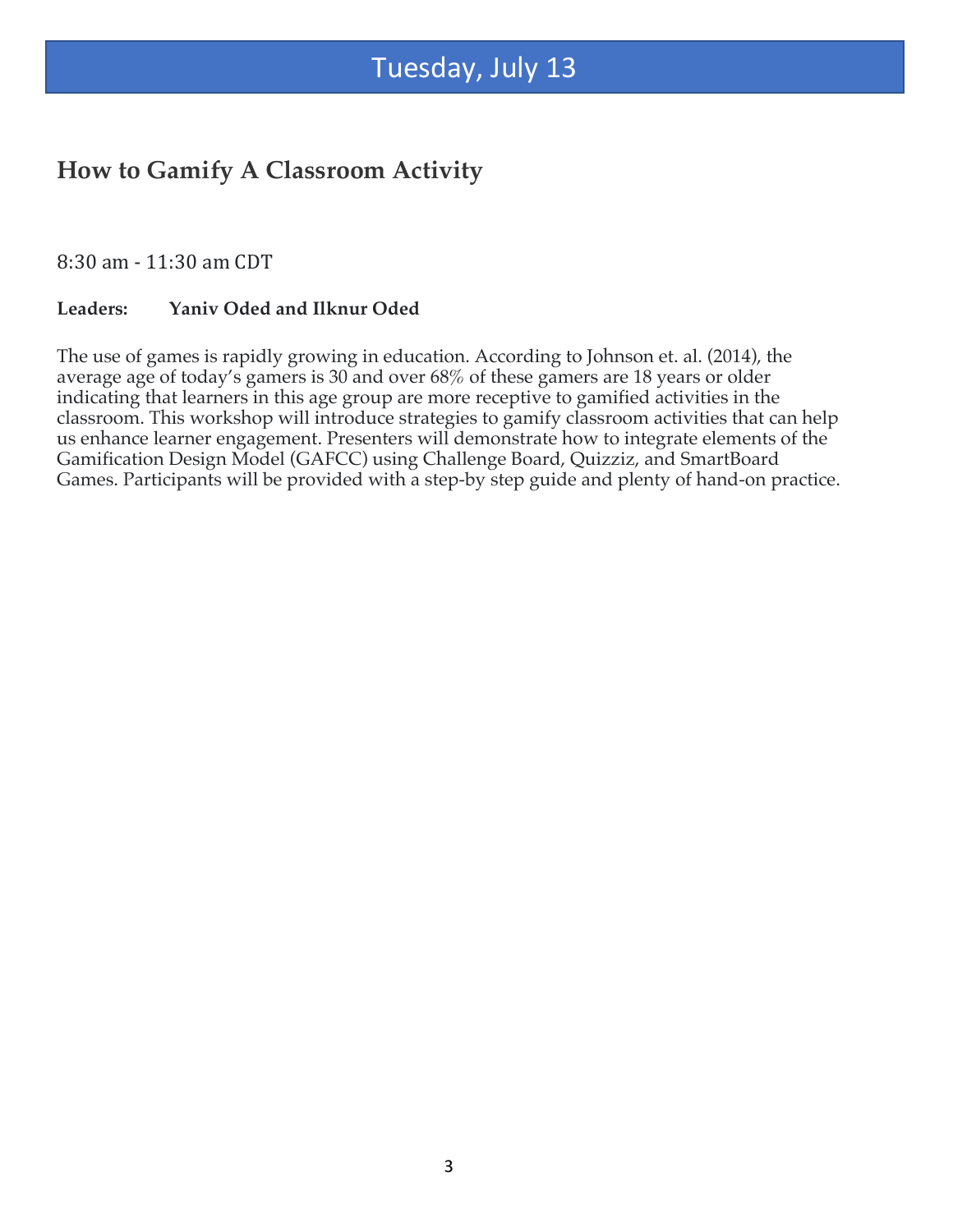# Tuesday, July 13

## How to Gamify A Classroom Activity

8:30 am - 11:30 am CDT

**Leaders: Yaniv Oded and Ilknur Oded**

The use of games is rapidly growing in education. According to Johnson et. al. (2014), the average age of today's gamers is 30 and over 68% of these gamers are 18 years or older indicating that learners in this age group are more receptive to gamified activities in the classroom. This workshop will introduce strategies to gamify classroom activities that can help us enhance learner engagement. Presenters will demonstrate how to integrate elements of the Gamification Design Model (GAFCC) using Challenge Board, Quizziz, and SmartBoard Games. Participants will be provided with a step-by step guide and plenty of hand-on practice.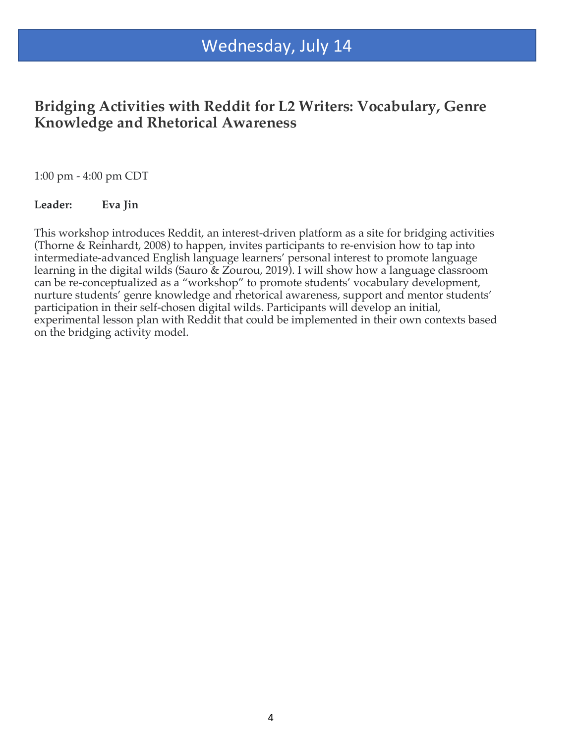# Wednesday, July 14

## Bridging Activities with Reddit for L2 Writers: Vocabulary, Genre Knowledge and Rhetorical Awareness

1:00 pm - 4:00 pm CDT

**Leader:** **Eva Jin**

This workshop introduces Reddit, an interest-driven platform as a site for bridging activities (Thorne & Reinhardt, 2008) to happen, invites participants to re-envision how to tap into intermediate-advanced English language learners' personal interest to promote language learning in the digital wilds (Sauro & Zourou, 2019). I will show how a language classroom can be re-conceptualized as a "workshop" to promote students' vocabulary development, nurture students' genre knowledge and rhetorical awareness, support and mentor students' participation in their self-chosen digital wilds. Participants will develop an initial, experimental lesson plan with Reddit that could be implemented in their own contexts based on the bridging activity model.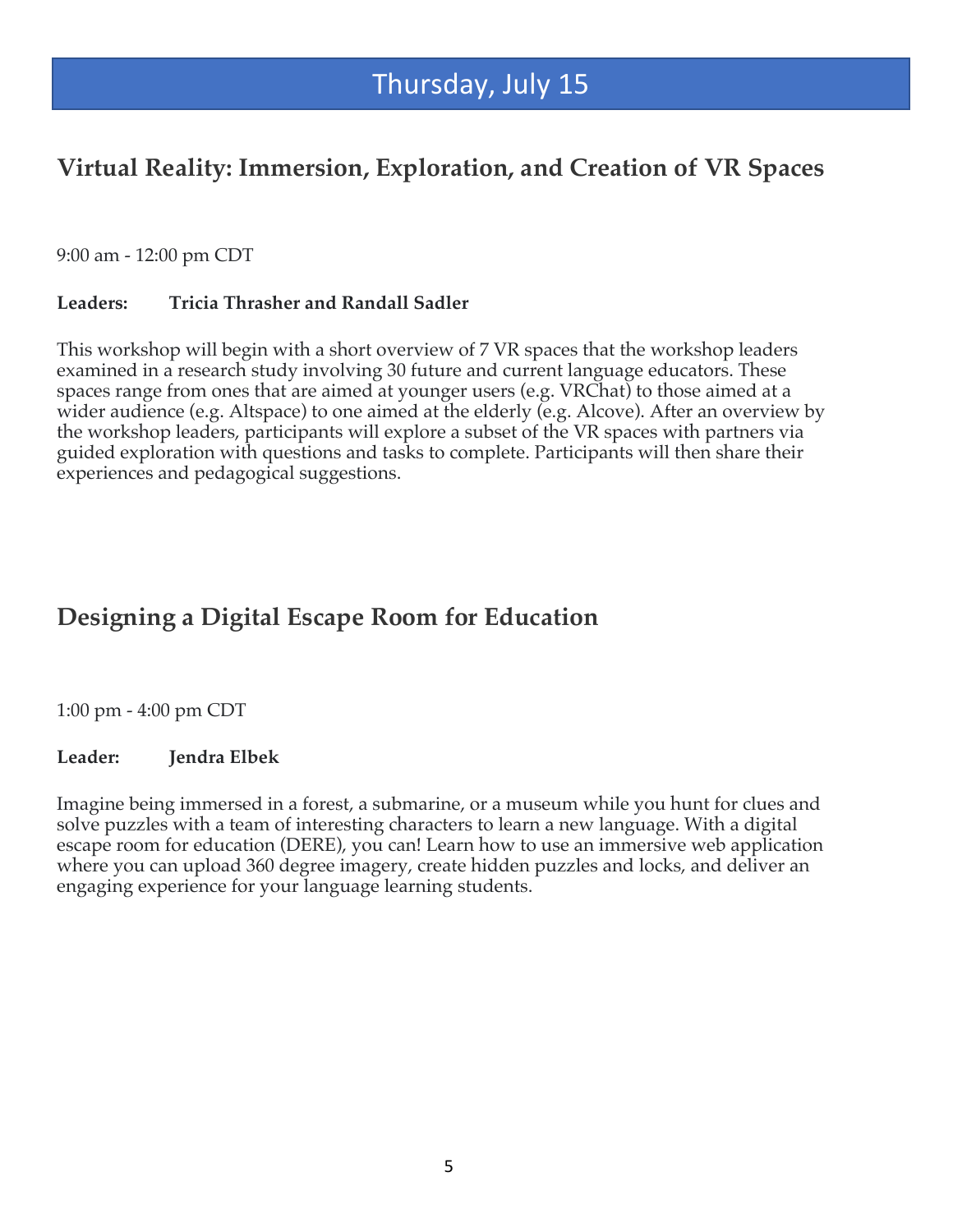# Thursday, July 15

## Virtual Reality: Immersion, Exploration, and Creation of VR Spaces

9:00 am - 12:00 pm CDT

**Leaders:** **Tricia Thrasher and Randall Sadler**

This workshop will begin with a short overview of 7 VR spaces that the workshop leaders examined in a research study involving 30 future and current language educators. These spaces range from ones that are aimed at younger users (e.g. VRChat) to those aimed at a wider audience (e.g. Altspace) to one aimed at the elderly (e.g. Alcove). After an overview by the workshop leaders, participants will explore a subset of the VR spaces with partners via guided exploration with questions and tasks to complete. Participants will then share their experiences and pedagogical suggestions.

## Designing a Digital Escape Room for Education

1:00 pm - 4:00 pm CDT

**Leader:** **Jendra Elbek**

Imagine being immersed in a forest, a submarine, or a museum while you hunt for clues and solve puzzles with a team of interesting characters to learn a new language. With a digital escape room for education (DERE), you can! Learn how to use an immersive web application where you can upload 360 degree imagery, create hidden puzzles and locks, and deliver an engaging experience for your language learning students.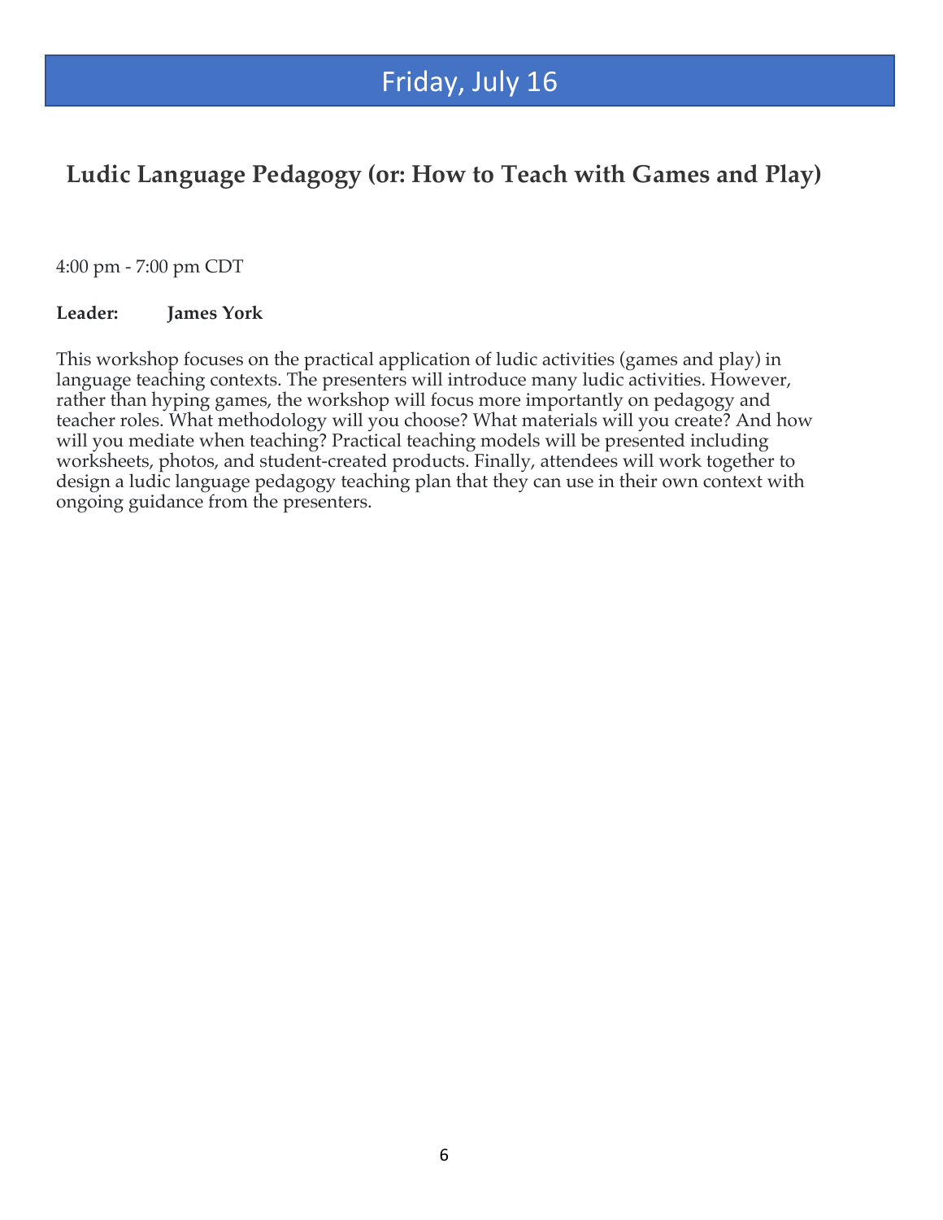# Friday, July 16

## Ludic Language Pedagogy (or: How to Teach with Games and Play)

4:00 pm - 7:00 pm CDT

**Leader: James York**

This workshop focuses on the practical application of ludic activities (games and play) in language teaching contexts. The presenters will introduce many ludic activities. However, rather than hyping games, the workshop will focus more importantly on pedagogy and teacher roles. What methodology will you choose? What materials will you create? And how will you mediate when teaching? Practical teaching models will be presented including worksheets, photos, and student-created products. Finally, attendees will work together to design a ludic language pedagogy teaching plan that they can use in their own context with ongoing guidance from the presenters.